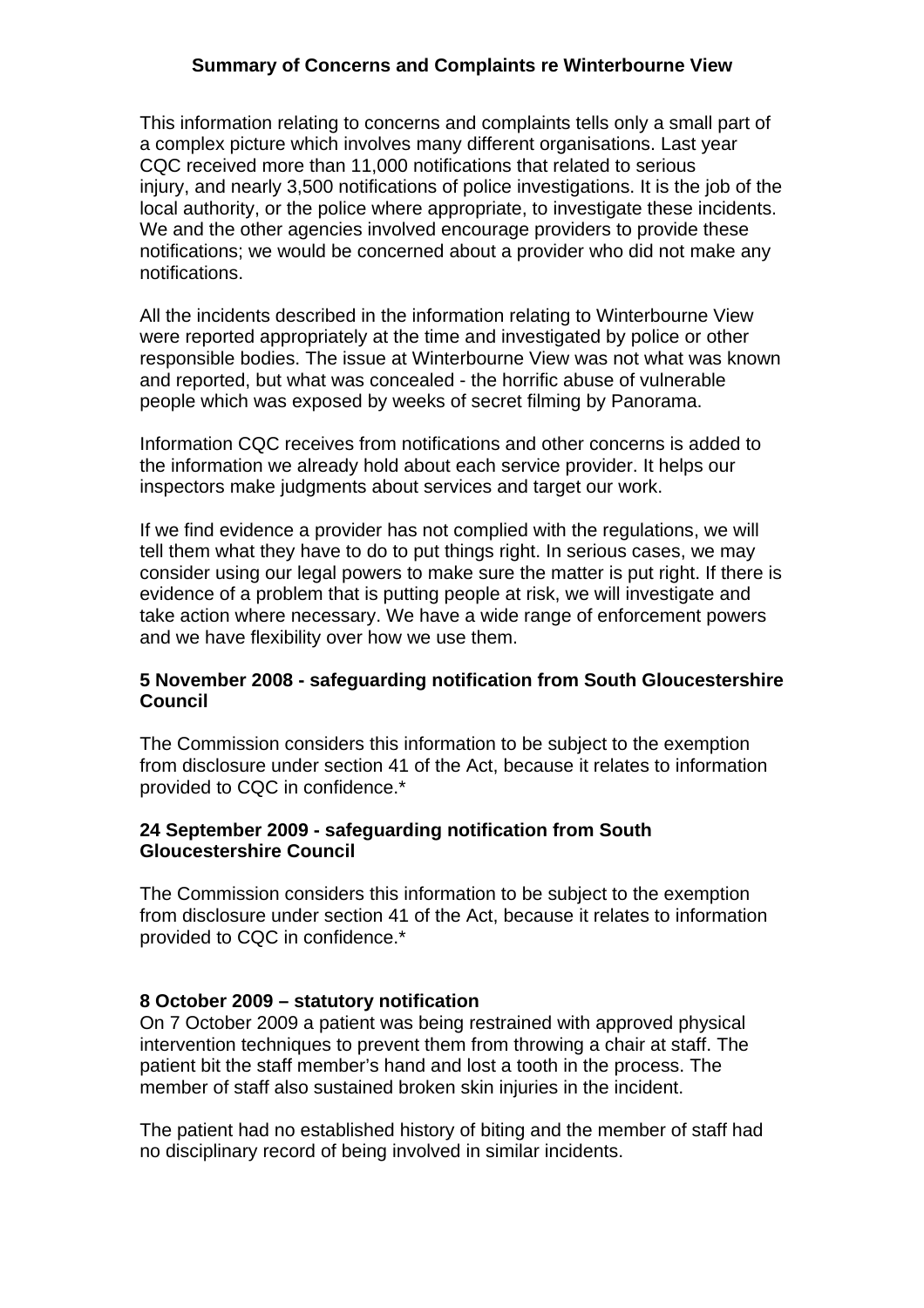# Summary of Concerns and Complaints re Winterbourne View

This information relating to concerns and complaints tells only a small part of a complex picture which involves many different organisations. Last year CQC received more than 11,000 notifications that related to serious injury, and nearly 3,500 notifications of police investigations. It is the job of the local authority, or the police where appropriate, to investigate these incidents. We and the other agencies involved encourage providers to provide these notifications; we would be concerned about a provider who did not make any notifications.

All the incidents described in the information relating to Winterbourne View were reported appropriately at the time and investigated by police or other responsible bodies. The issue at Winterbourne View was not what was known and reported, but what was concealed - the horrific abuse of vulnerable people which was exposed by weeks of secret filming by Panorama.

Information CQC receives from notifications and other concerns is added to the information we already hold about each service provider. It helps our inspectors make judgments about services and target our work.

If we find evidence a provider has not complied with the regulations, we will tell them what they have to do to put things right. In serious cases, we may consider using our legal powers to make sure the matter is put right. If there is evidence of a problem that is putting people at risk, we will investigate and take action where necessary. We have a wide range of enforcement powers and we have flexibility over how we use them.

**5 November 2008 - safeguarding notification from South Gloucestershire Council**

The Commission considers this information to be subject to the exemption from disclosure under section 41 of the Act, because it relates to information provided to CQC in confidence.*

**24 September 2009 - safeguarding notification from South Gloucestershire Council**

The Commission considers this information to be subject to the exemption from disclosure under section 41 of the Act, because it relates to information provided to CQC in confidence.*

**8 October 2009 – statutory notification**

On 7 October 2009 a patient was being restrained with approved physical intervention techniques to prevent them from throwing a chair at staff. The patient bit the staff member's hand and lost a tooth in the process. The member of staff also sustained broken skin injuries in the incident.

The patient had no established history of biting and the member of staff had no disciplinary record of being involved in similar incidents.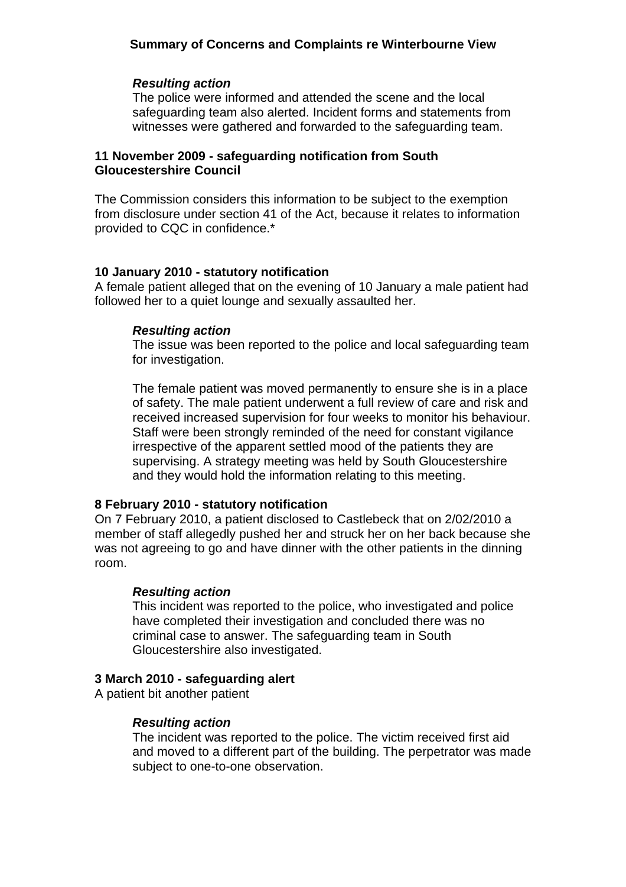### *Resulting action*

The police were informed and attended the scene and the local safeguarding team also alerted. Incident forms and statements from witnesses were gathered and forwarded to the safeguarding team.

**11 November 2009 - safeguarding notification from South Gloucestershire Council**

The Commission considers this information to be subject to the exemption from disclosure under section 41 of the Act, because it relates to information provided to CQC in confidence.*

**10 January 2010 - statutory notification**

A female patient alleged that on the evening of 10 January a male patient had followed her to a quiet lounge and sexually assaulted her.

### *Resulting action*

The issue was been reported to the police and local safeguarding team for investigation.

The female patient was moved permanently to ensure she is in a place of safety. The male patient underwent a full review of care and risk and received increased supervision for four weeks to monitor his behaviour. Staff were been strongly reminded of the need for constant vigilance irrespective of the apparent settled mood of the patients they are supervising. A strategy meeting was held by South Gloucestershire and they would hold the information relating to this meeting.

**8 February 2010 - statutory notification**

On 7 February 2010, a patient disclosed to Castlebeck that on 2/02/2010 a member of staff allegedly pushed her and struck her on her back because she was not agreeing to go and have dinner with the other patients in the dinning room.

### *Resulting action*

This incident was reported to the police, who investigated and police have completed their investigation and concluded there was no criminal case to answer. The safeguarding team in South Gloucestershire also investigated.

**3 March 2010 - safeguarding alert**

A patient bit another patient

### *Resulting action*

The incident was reported to the police. The victim received first aid and moved to a different part of the building. The perpetrator was made subject to one-to-one observation.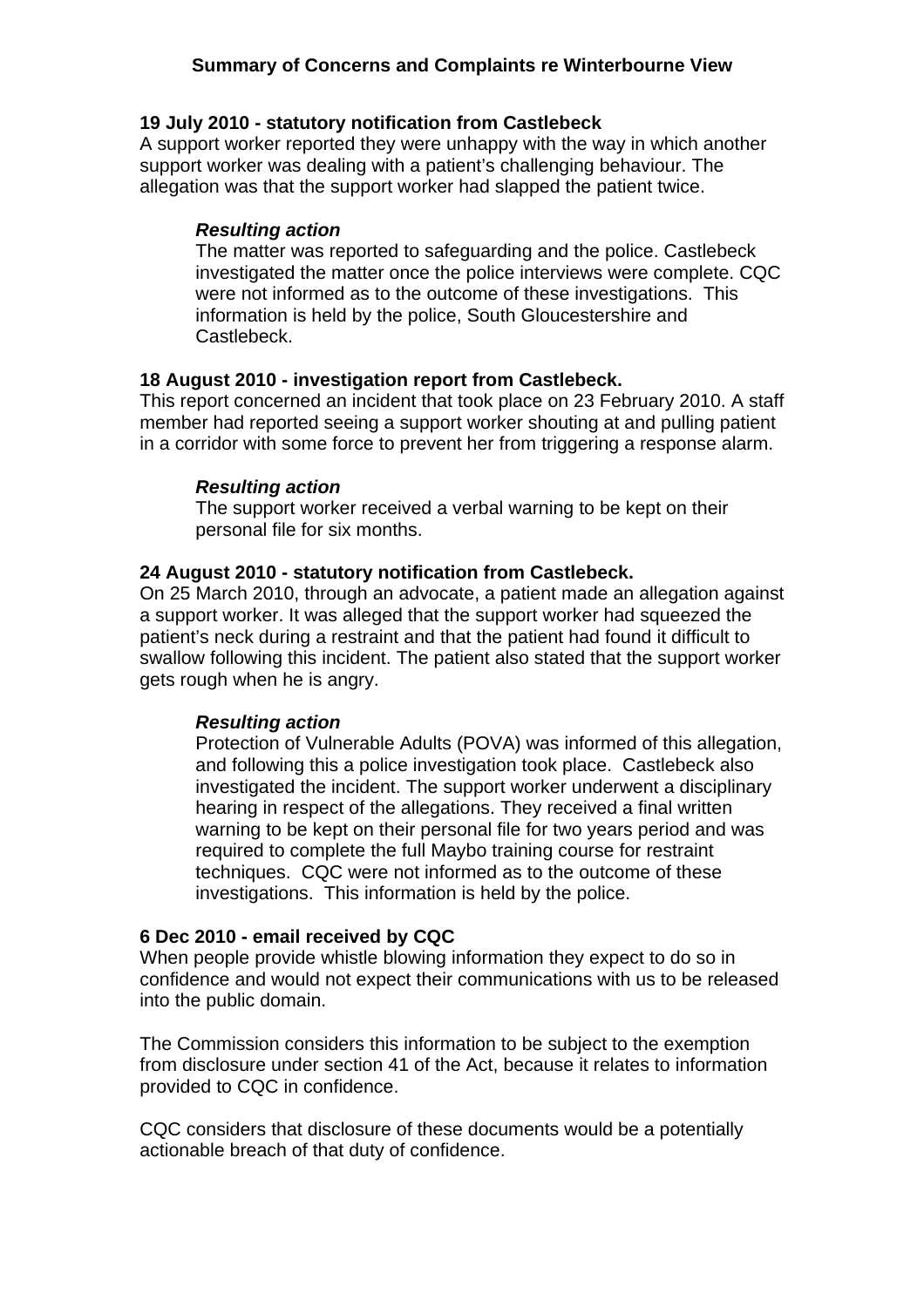## Summary of Concerns and Complaints re Winterbourne View

**19 July 2010 - statutory notification from Castlebeck**
A support worker reported they were unhappy with the way in which another support worker was dealing with a patient's challenging behaviour. The allegation was that the support worker had slapped the patient twice.

> ***Resulting action***
> The matter was reported to safeguarding and the police. Castlebeck investigated the matter once the police interviews were complete. CQC were not informed as to the outcome of these investigations. This information is held by the police, South Gloucestershire and Castlebeck.

**18 August 2010 - investigation report from Castlebeck.**
This report concerned an incident that took place on 23 February 2010. A staff member had reported seeing a support worker shouting at and pulling patient in a corridor with some force to prevent her from triggering a response alarm.

> ***Resulting action***
> The support worker received a verbal warning to be kept on their personal file for six months.

**24 August 2010 - statutory notification from Castlebeck.**
On 25 March 2010, through an advocate, a patient made an allegation against a support worker. It was alleged that the support worker had squeezed the patient's neck during a restraint and that the patient had found it difficult to swallow following this incident. The patient also stated that the support worker gets rough when he is angry.

> ***Resulting action***
> Protection of Vulnerable Adults (POVA) was informed of this allegation, and following this a police investigation took place. Castlebeck also investigated the incident. The support worker underwent a disciplinary hearing in respect of the allegations. They received a final written warning to be kept on their personal file for two years period and was required to complete the full Maybo training course for restraint techniques. CQC were not informed as to the outcome of these investigations. This information is held by the police.

**6 Dec 2010 - email received by CQC**
When people provide whistle blowing information they expect to do so in confidence and would not expect their communications with us to be released into the public domain.

The Commission considers this information to be subject to the exemption from disclosure under section 41 of the Act, because it relates to information provided to CQC in confidence.

CQC considers that disclosure of these documents would be a potentially actionable breach of that duty of confidence.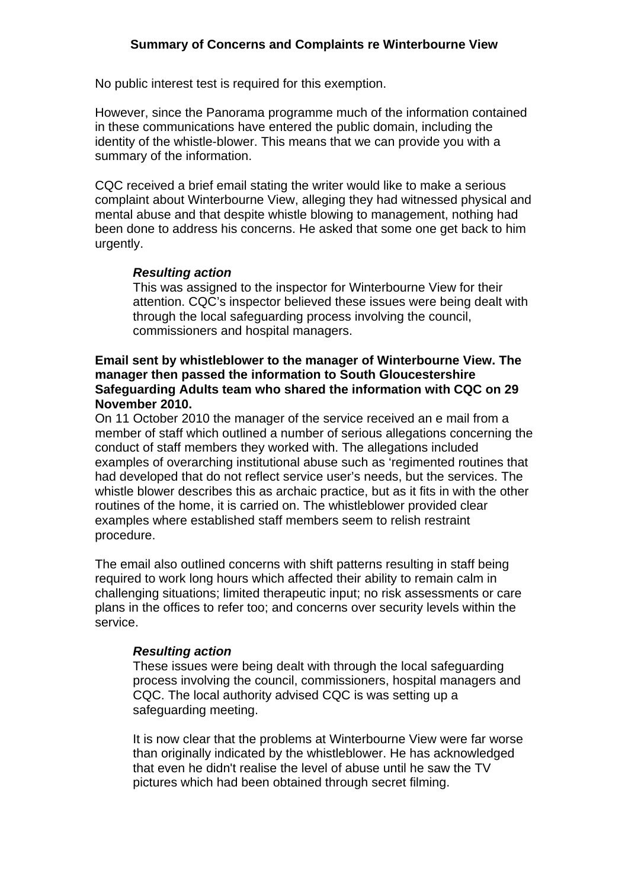No public interest test is required for this exemption.

However, since the Panorama programme much of the information contained in these communications have entered the public domain, including the identity of the whistle-blower. This means that we can provide you with a summary of the information.

CQC received a brief email stating the writer would like to make a serious complaint about Winterbourne View, alleging they had witnessed physical and mental abuse and that despite whistle blowing to management, nothing had been done to address his concerns. He asked that some one get back to him urgently.

> ***Resulting action***
> This was assigned to the inspector for Winterbourne View for their attention. CQC's inspector believed these issues were being dealt with through the local safeguarding process involving the council, commissioners and hospital managers.

**Email sent by whistleblower to the manager of Winterbourne View. The manager then passed the information to South Gloucestershire Safeguarding Adults team who shared the information with CQC on 29 November 2010.**

On 11 October 2010 the manager of the service received an e mail from a member of staff which outlined a number of serious allegations concerning the conduct of staff members they worked with. The allegations included examples of overarching institutional abuse such as 'regimented routines that had developed that do not reflect service user's needs, but the services. The whistle blower describes this as archaic practice, but as it fits in with the other routines of the home, it is carried on. The whistleblower provided clear examples where established staff members seem to relish restraint procedure.

The email also outlined concerns with shift patterns resulting in staff being required to work long hours which affected their ability to remain calm in challenging situations; limited therapeutic input; no risk assessments or care plans in the offices to refer too; and concerns over security levels within the service.

> ***Resulting action***
> These issues were being dealt with through the local safeguarding process involving the council, commissioners, hospital managers and CQC. The local authority advised CQC is was setting up a safeguarding meeting.
>
> It is now clear that the problems at Winterbourne View were far worse than originally indicated by the whistleblower. He has acknowledged that even he didn't realise the level of abuse until he saw the TV pictures which had been obtained through secret filming.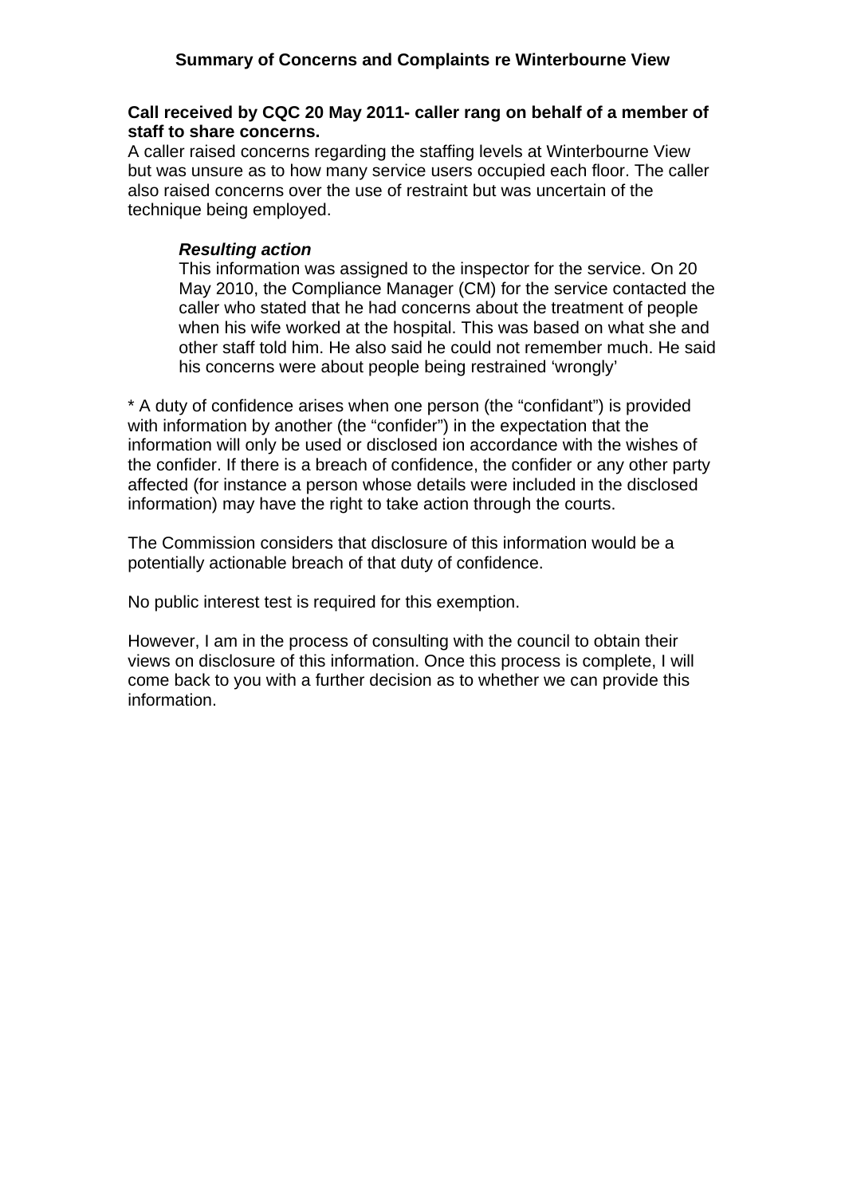### Summary of Concerns and Complaints re Winterbourne View

**Call received by CQC 20 May 2011- caller rang on behalf of a member of staff to share concerns.**
A caller raised concerns regarding the staffing levels at Winterbourne View but was unsure as to how many service users occupied each floor. The caller also raised concerns over the use of restraint but was uncertain of the technique being employed.

> ***Resulting action***
> This information was assigned to the inspector for the service. On 20 May 2010, the Compliance Manager (CM) for the service contacted the caller who stated that he had concerns about the treatment of people when his wife worked at the hospital. This was based on what she and other staff told him. He also said he could not remember much. He said his concerns were about people being restrained 'wrongly'

* A duty of confidence arises when one person (the "confidant") is provided with information by another (the "confider") in the expectation that the information will only be used or disclosed ion accordance with the wishes of the confider. If there is a breach of confidence, the confider or any other party affected (for instance a person whose details were included in the disclosed information) may have the right to take action through the courts.

The Commission considers that disclosure of this information would be a potentially actionable breach of that duty of confidence.

No public interest test is required for this exemption.

However, I am in the process of consulting with the council to obtain their views on disclosure of this information. Once this process is complete, I will come back to you with a further decision as to whether we can provide this information.